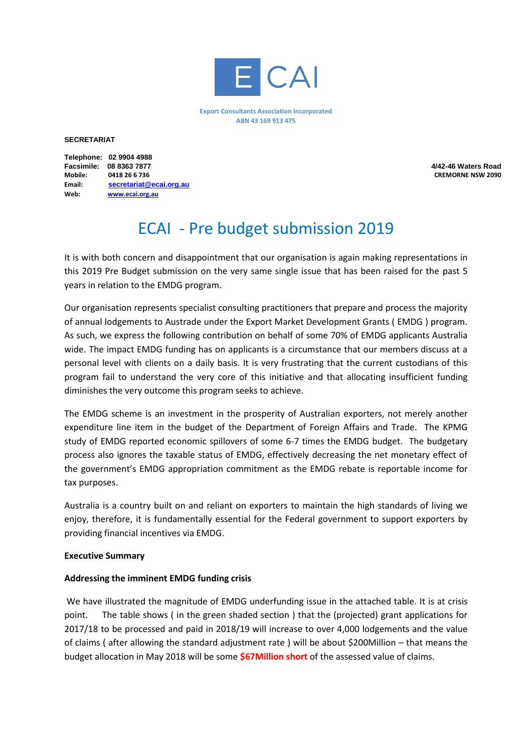E CAI

Export Consultants Association Incorporated
ABN 43 169 913 475

**SECRETARIAT**

**Telephone:** 02 9904 4988
**Facsimile:** 08 8363 7877
**Mobile:** 0418 26 6 736
**Email:** secretariat@ecai.org.au
**Web:** www.ecai.org.au

**4/42-46 Waters Road**
**CREMORNE NSW 2090**

# ECAI - Pre budget submission 2019

It is with both concern and disappointment that our organisation is again making representations in this 2019 Pre Budget submission on the very same single issue that has been raised for the past 5 years in relation to the EMDG program.

Our organisation represents specialist consulting practitioners that prepare and process the majority of annual lodgements to Austrade under the Export Market Development Grants ( EMDG ) program. As such, we express the following contribution on behalf of some 70% of EMDG applicants Australia wide. The impact EMDG funding has on applicants is a circumstance that our members discuss at a personal level with clients on a daily basis. It is very frustrating that the current custodians of this program fail to understand the very core of this initiative and that allocating insufficient funding diminishes the very outcome this program seeks to achieve.

The EMDG scheme is an investment in the prosperity of Australian exporters, not merely another expenditure line item in the budget of the Department of Foreign Affairs and Trade. The KPMG study of EMDG reported economic spillovers of some 6-7 times the EMDG budget. The budgetary process also ignores the taxable status of EMDG, effectively decreasing the net monetary effect of the government's EMDG appropriation commitment as the EMDG rebate is reportable income for tax purposes.

Australia is a country built on and reliant on exporters to maintain the high standards of living we enjoy, therefore, it is fundamentally essential for the Federal government to support exporters by providing financial incentives via EMDG.

**Executive Summary**

**Addressing the imminent EMDG funding crisis**

We have illustrated the magnitude of EMDG underfunding issue in the attached table. It is at crisis point. The table shows ( in the green shaded section ) that the (projected) grant applications for 2017/18 to be processed and paid in 2018/19 will increase to over 4,000 lodgements and the value of claims ( after allowing the standard adjustment rate ) will be about $200Million – that means the budget allocation in May 2018 will be some **$67Million short** of the assessed value of claims.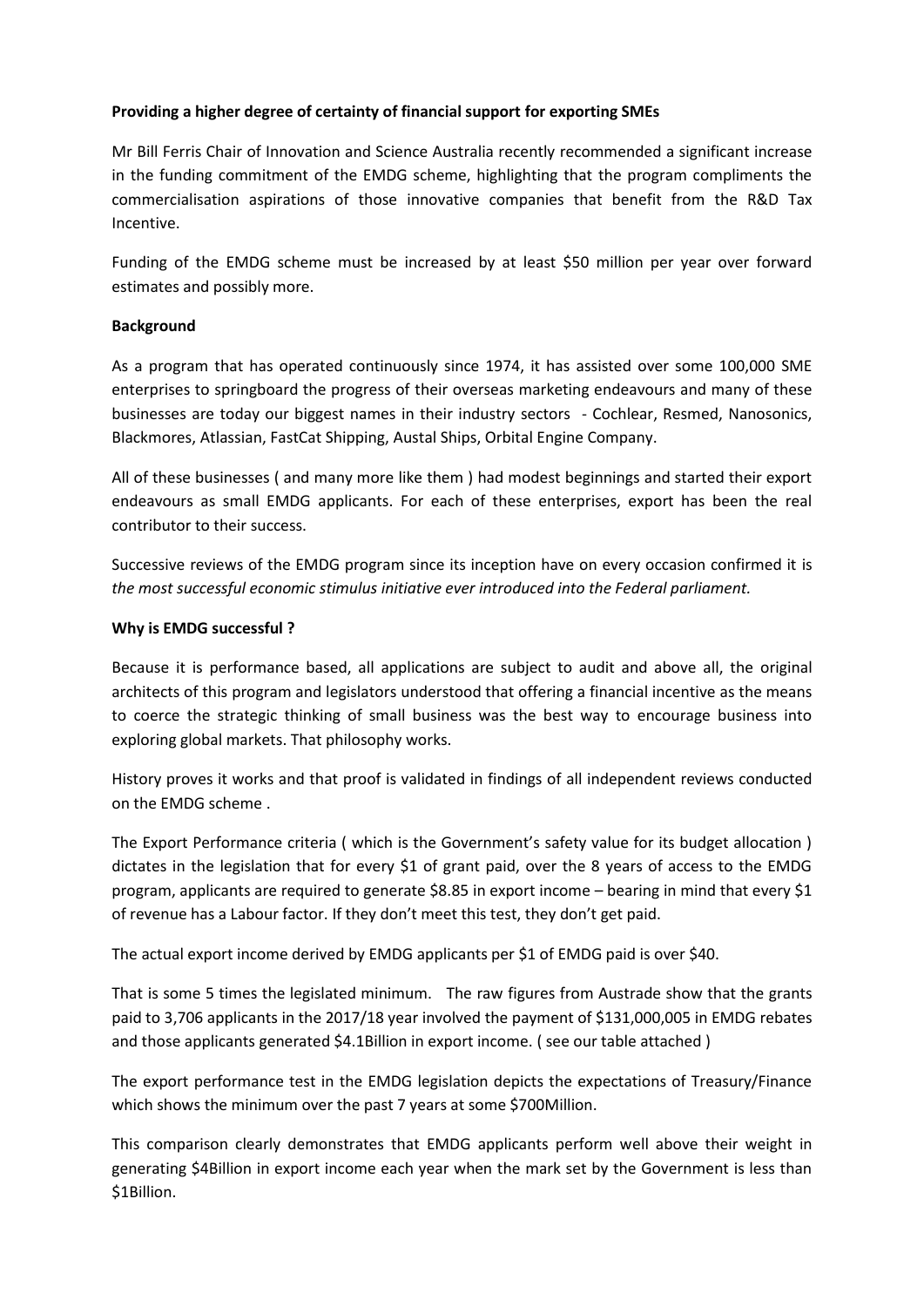**Providing a higher degree of certainty of financial support for exporting SMEs**

Mr Bill Ferris Chair of Innovation and Science Australia recently recommended a significant increase in the funding commitment of the EMDG scheme, highlighting that the program compliments the commercialisation aspirations of those innovative companies that benefit from the R&D Tax Incentive.

Funding of the EMDG scheme must be increased by at least $50 million per year over forward estimates and possibly more.

**Background**

As a program that has operated continuously since 1974, it has assisted over some 100,000 SME enterprises to springboard the progress of their overseas marketing endeavours and many of these businesses are today our biggest names in their industry sectors - Cochlear, Resmed, Nanosonics, Blackmores, Atlassian, FastCat Shipping, Austal Ships, Orbital Engine Company.

All of these businesses ( and many more like them ) had modest beginnings and started their export endeavours as small EMDG applicants. For each of these enterprises, export has been the real contributor to their success.

Successive reviews of the EMDG program since its inception have on every occasion confirmed it is *the most successful economic stimulus initiative ever introduced into the Federal parliament.*

**Why is EMDG successful ?**

Because it is performance based, all applications are subject to audit and above all, the original architects of this program and legislators understood that offering a financial incentive as the means to coerce the strategic thinking of small business was the best way to encourage business into exploring global markets. That philosophy works.

History proves it works and that proof is validated in findings of all independent reviews conducted on the EMDG scheme .

The Export Performance criteria ( which is the Government's safety value for its budget allocation ) dictates in the legislation that for every $1 of grant paid, over the 8 years of access to the EMDG program, applicants are required to generate $8.85 in export income – bearing in mind that every $1 of revenue has a Labour factor. If they don't meet this test, they don't get paid.

The actual export income derived by EMDG applicants per $1 of EMDG paid is over $40.

That is some 5 times the legislated minimum. The raw figures from Austrade show that the grants paid to 3,706 applicants in the 2017/18 year involved the payment of $131,000,005 in EMDG rebates and those applicants generated $4.1Billion in export income. ( see our table attached )

The export performance test in the EMDG legislation depicts the expectations of Treasury/Finance which shows the minimum over the past 7 years at some $700Million.

This comparison clearly demonstrates that EMDG applicants perform well above their weight in generating $4Billion in export income each year when the mark set by the Government is less than $1Billion.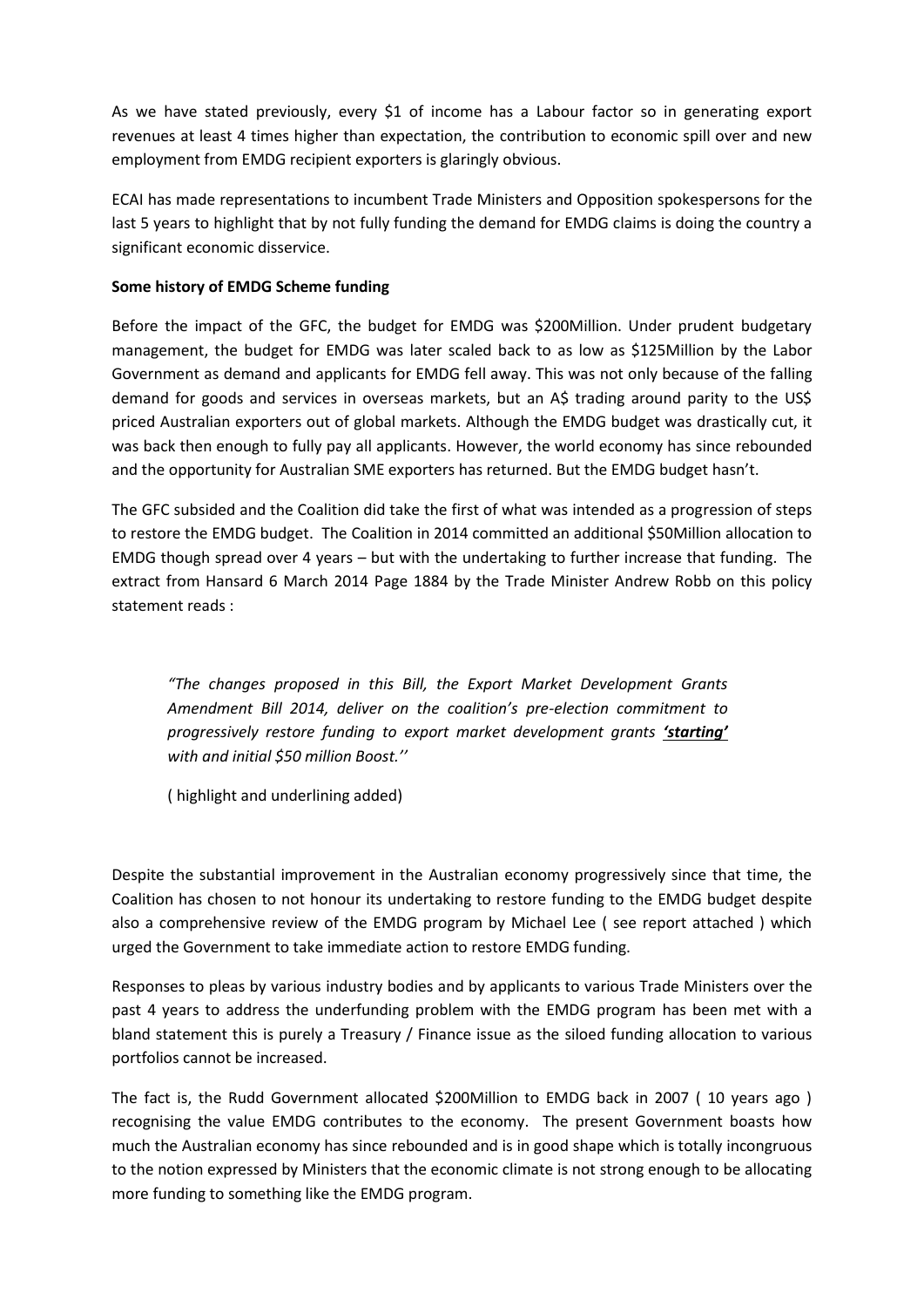As we have stated previously, every $1 of income has a Labour factor so in generating export revenues at least 4 times higher than expectation, the contribution to economic spill over and new employment from EMDG recipient exporters is glaringly obvious.

ECAI has made representations to incumbent Trade Ministers and Opposition spokespersons for the last 5 years to highlight that by not fully funding the demand for EMDG claims is doing the country a significant economic disservice.

**Some history of EMDG Scheme funding**

Before the impact of the GFC, the budget for EMDG was $200Million. Under prudent budgetary management, the budget for EMDG was later scaled back to as low as $125Million by the Labor Government as demand and applicants for EMDG fell away. This was not only because of the falling demand for goods and services in overseas markets, but an A$ trading around parity to the US$ priced Australian exporters out of global markets. Although the EMDG budget was drastically cut, it was back then enough to fully pay all applicants. However, the world economy has since rebounded and the opportunity for Australian SME exporters has returned. But the EMDG budget hasn't.

The GFC subsided and the Coalition did take the first of what was intended as a progression of steps to restore the EMDG budget. The Coalition in 2014 committed an additional $50Million allocation to EMDG though spread over 4 years – but with the undertaking to further increase that funding. The extract from Hansard 6 March 2014 Page 1884 by the Trade Minister Andrew Robb on this policy statement reads :

> *"The changes proposed in this Bill, the Export Market Development Grants Amendment Bill 2014, deliver on the coalition's pre-election commitment to progressively restore funding to export market development grants* ***<u>'starting'</u>*** *with and initial $50 million Boost.''*
>
> ( highlight and underlining added)

Despite the substantial improvement in the Australian economy progressively since that time, the Coalition has chosen to not honour its undertaking to restore funding to the EMDG budget despite also a comprehensive review of the EMDG program by Michael Lee ( see report attached ) which urged the Government to take immediate action to restore EMDG funding.

Responses to pleas by various industry bodies and by applicants to various Trade Ministers over the past 4 years to address the underfunding problem with the EMDG program has been met with a bland statement this is purely a Treasury / Finance issue as the siloed funding allocation to various portfolios cannot be increased.

The fact is, the Rudd Government allocated $200Million to EMDG back in 2007 ( 10 years ago ) recognising the value EMDG contributes to the economy. The present Government boasts how much the Australian economy has since rebounded and is in good shape which is totally incongruous to the notion expressed by Ministers that the economic climate is not strong enough to be allocating more funding to something like the EMDG program.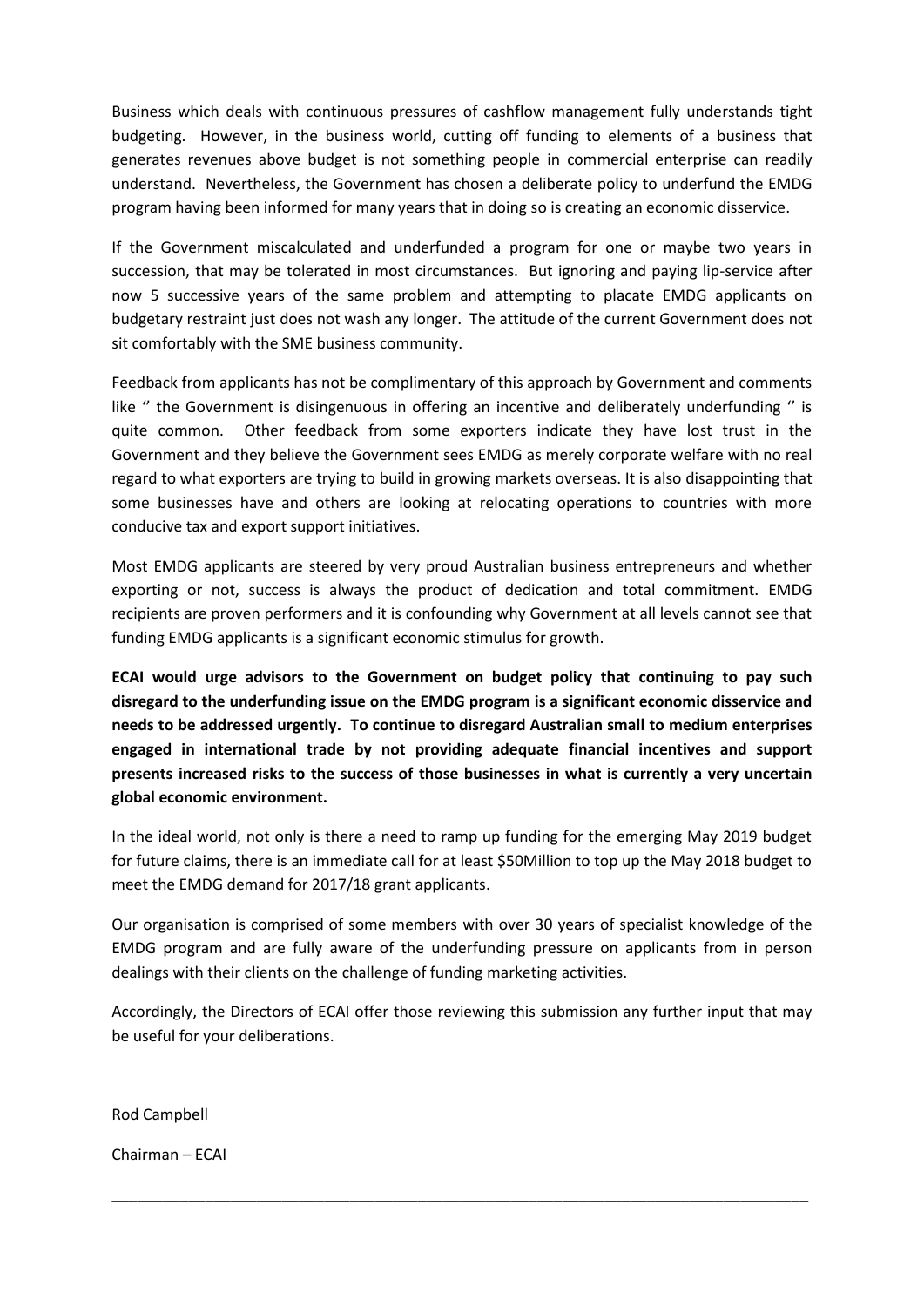Business which deals with continuous pressures of cashflow management fully understands tight budgeting. However, in the business world, cutting off funding to elements of a business that generates revenues above budget is not something people in commercial enterprise can readily understand. Nevertheless, the Government has chosen a deliberate policy to underfund the EMDG program having been informed for many years that in doing so is creating an economic disservice.

If the Government miscalculated and underfunded a program for one or maybe two years in succession, that may be tolerated in most circumstances. But ignoring and paying lip-service after now 5 successive years of the same problem and attempting to placate EMDG applicants on budgetary restraint just does not wash any longer. The attitude of the current Government does not sit comfortably with the SME business community.

Feedback from applicants has not be complimentary of this approach by Government and comments like '' the Government is disingenuous in offering an incentive and deliberately underfunding '' is quite common. Other feedback from some exporters indicate they have lost trust in the Government and they believe the Government sees EMDG as merely corporate welfare with no real regard to what exporters are trying to build in growing markets overseas. It is also disappointing that some businesses have and others are looking at relocating operations to countries with more conducive tax and export support initiatives.

Most EMDG applicants are steered by very proud Australian business entrepreneurs and whether exporting or not, success is always the product of dedication and total commitment. EMDG recipients are proven performers and it is confounding why Government at all levels cannot see that funding EMDG applicants is a significant economic stimulus for growth.

**ECAI would urge advisors to the Government on budget policy that continuing to pay such disregard to the underfunding issue on the EMDG program is a significant economic disservice and needs to be addressed urgently. To continue to disregard Australian small to medium enterprises engaged in international trade by not providing adequate financial incentives and support presents increased risks to the success of those businesses in what is currently a very uncertain global economic environment.**

In the ideal world, not only is there a need to ramp up funding for the emerging May 2019 budget for future claims, there is an immediate call for at least $50Million to top up the May 2018 budget to meet the EMDG demand for 2017/18 grant applicants.

Our organisation is comprised of some members with over 30 years of specialist knowledge of the EMDG program and are fully aware of the underfunding pressure on applicants from in person dealings with their clients on the challenge of funding marketing activities.

Accordingly, the Directors of ECAI offer those reviewing this submission any further input that may be useful for your deliberations.

Rod Campbell

Chairman – ECAI

---